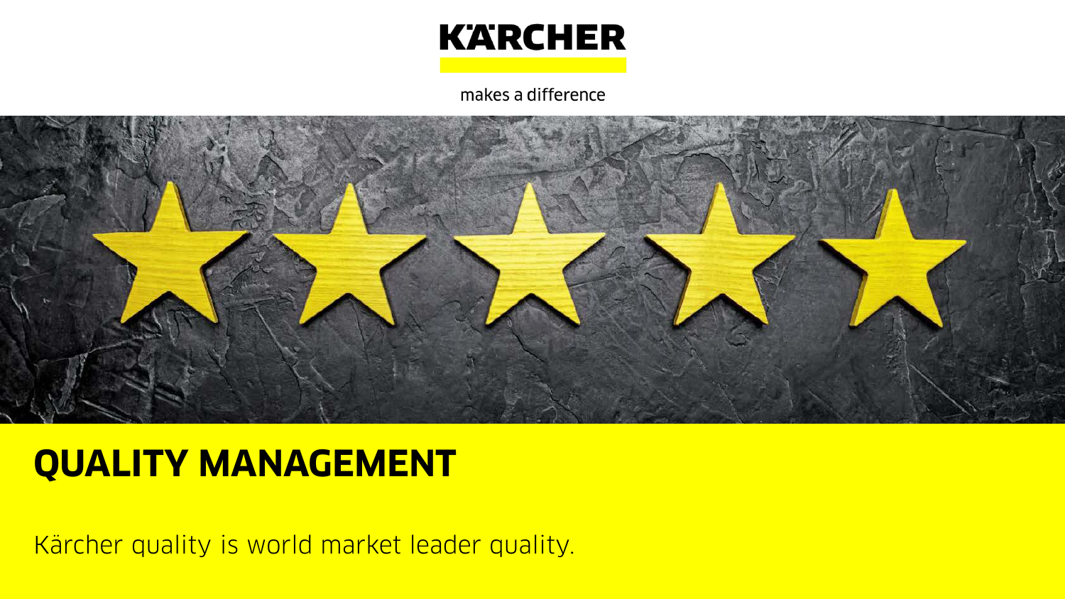KÄRCHER

makes a difference

# QUALITY MANAGEMENT

Kärcher quality is world market leader quality.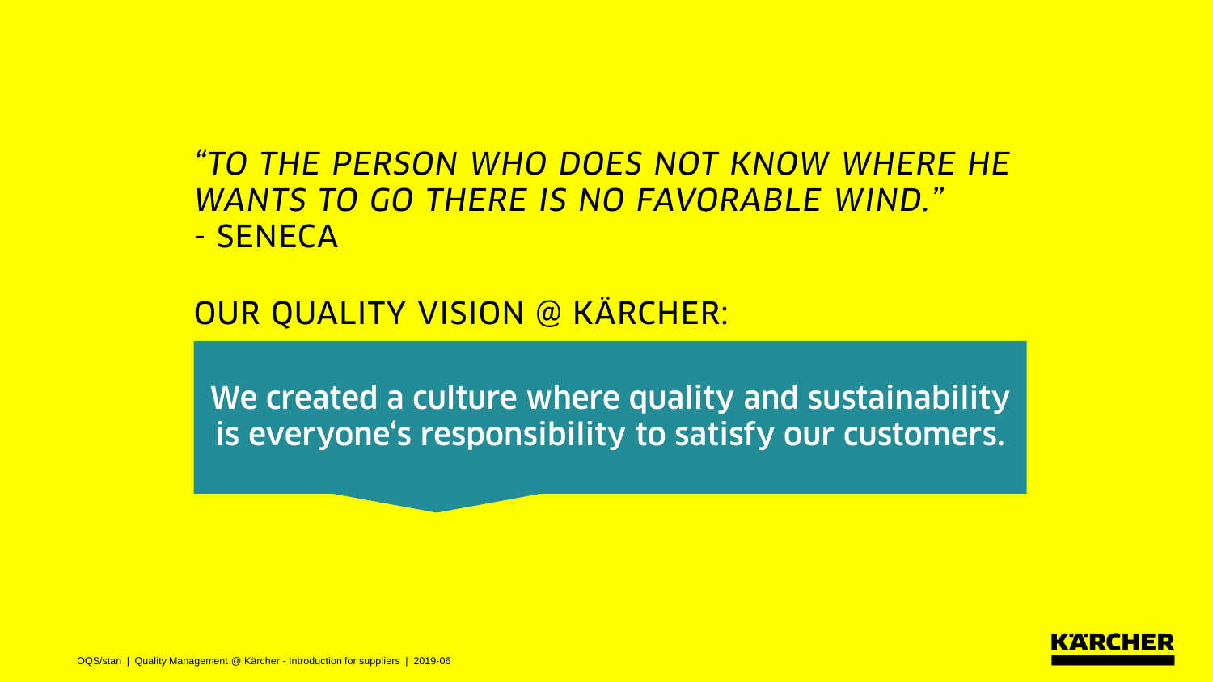*“TO THE PERSON WHO DOES NOT KNOW WHERE HE WANTS TO GO THERE IS NO FAVORABLE WIND.”*
- SENECA

## OUR QUALITY VISION @ KÄRCHER:

**We created a culture where quality and sustainability is everyone‘s responsibility to satisfy our customers.**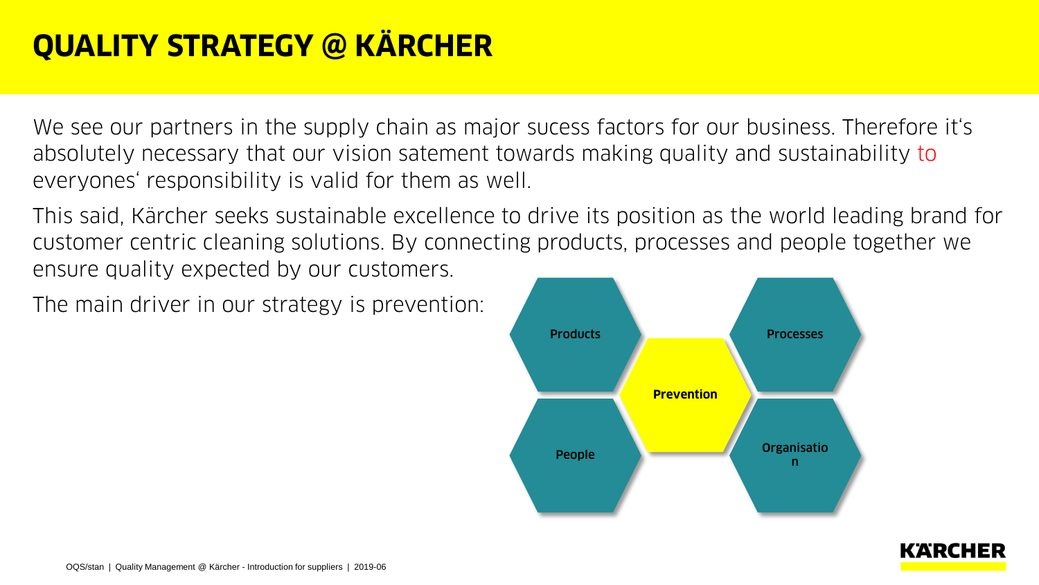# QUALITY STRATEGY @ KÄRCHER

We see our partners in the supply chain as major sucess factors for our business. Therefore it's absolutely necessary that our vision satement towards making quality and sustainability to everyones' responsibility is valid for them as well.

This said, Kärcher seeks sustainable excellence to drive its position as the world leading brand for customer centric cleaning solutions. By connecting products, processes and people together we ensure quality expected by our customers.

The main driver in our strategy is prevention:

**Products**

**Processes**

**Prevention**

**People**

**Organisation**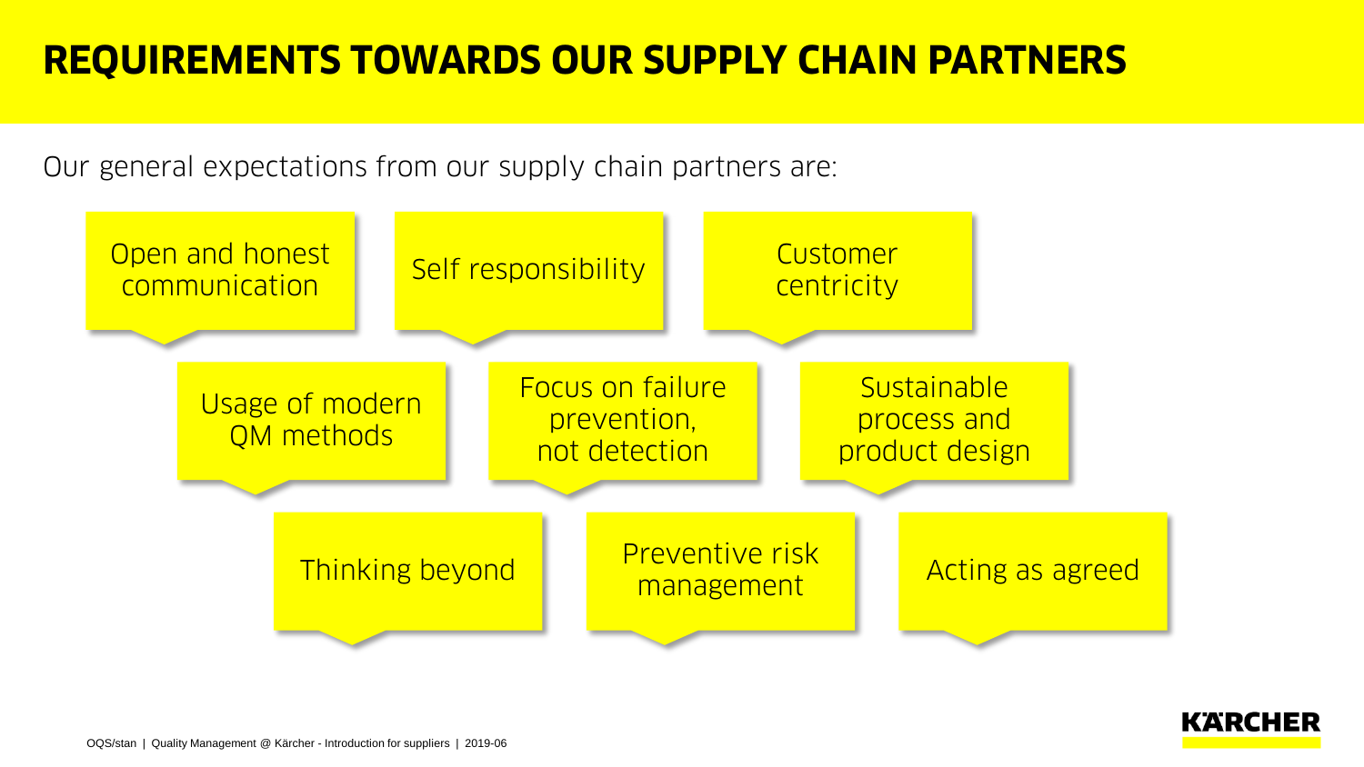# REQUIREMENTS TOWARDS OUR SUPPLY CHAIN PARTNERS

Our general expectations from our supply chain partners are:

- Open and honest communication
- Self responsibility
- Customer centricity
- Usage of modern QM methods
- Focus on failure prevention, not detection
- Sustainable process and product design
- Thinking beyond
- Preventive risk management
- Acting as agreed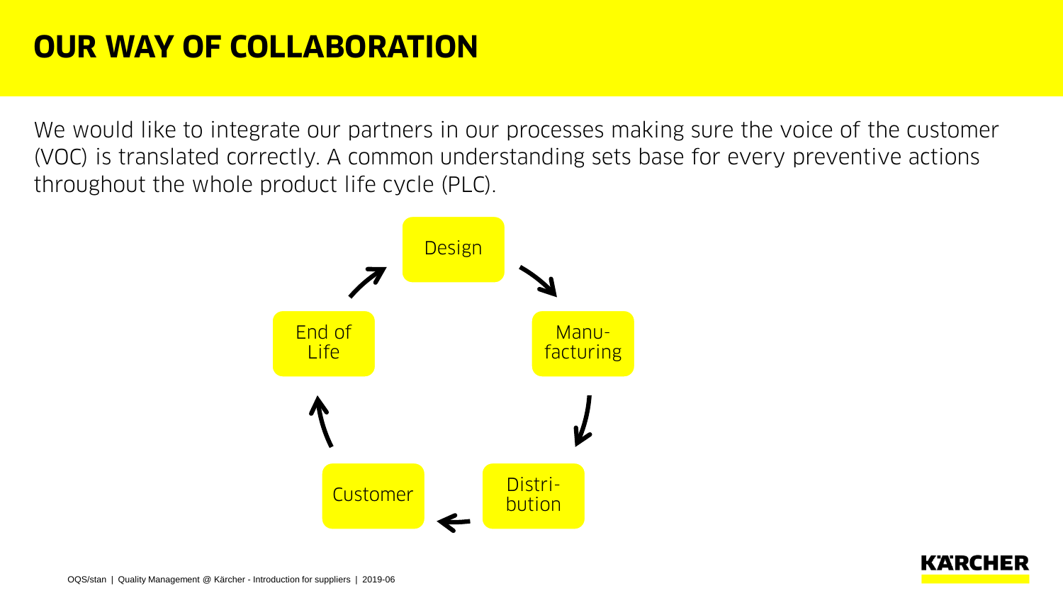# OUR WAY OF COLLABORATION

We would like to integrate our partners in our processes making sure the voice of the customer (VOC) is translated correctly. A common understanding sets base for every preventive actions throughout the whole product life cycle (PLC).

Design → Manufacturing → Distribution → Customer → End of Life → Design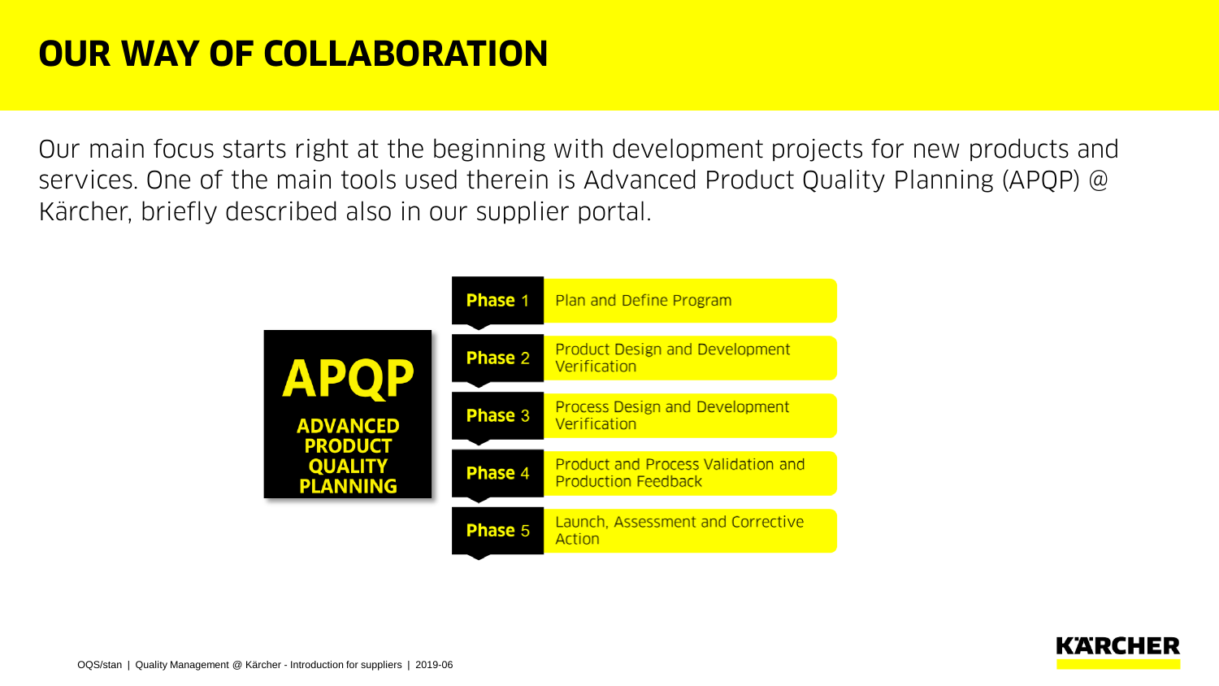# OUR WAY OF COLLABORATION

Our main focus starts right at the beginning with development projects for new products and services. One of the main tools used therein is Advanced Product Quality Planning (APQP) @ Kärcher, briefly described also in our supplier portal.

**APQP**

**ADVANCED PRODUCT QUALITY PLANNING**

| Phase | Description |
| --- | --- |
| **Phase** 1 | Plan and Define Program |
| **Phase** 2 | Product Design and Development Verification |
| **Phase** 3 | Process Design and Development Verification |
| **Phase** 4 | Product and Process Validation and Production Feedback |
| **Phase** 5 | Launch, Assessment and Corrective Action |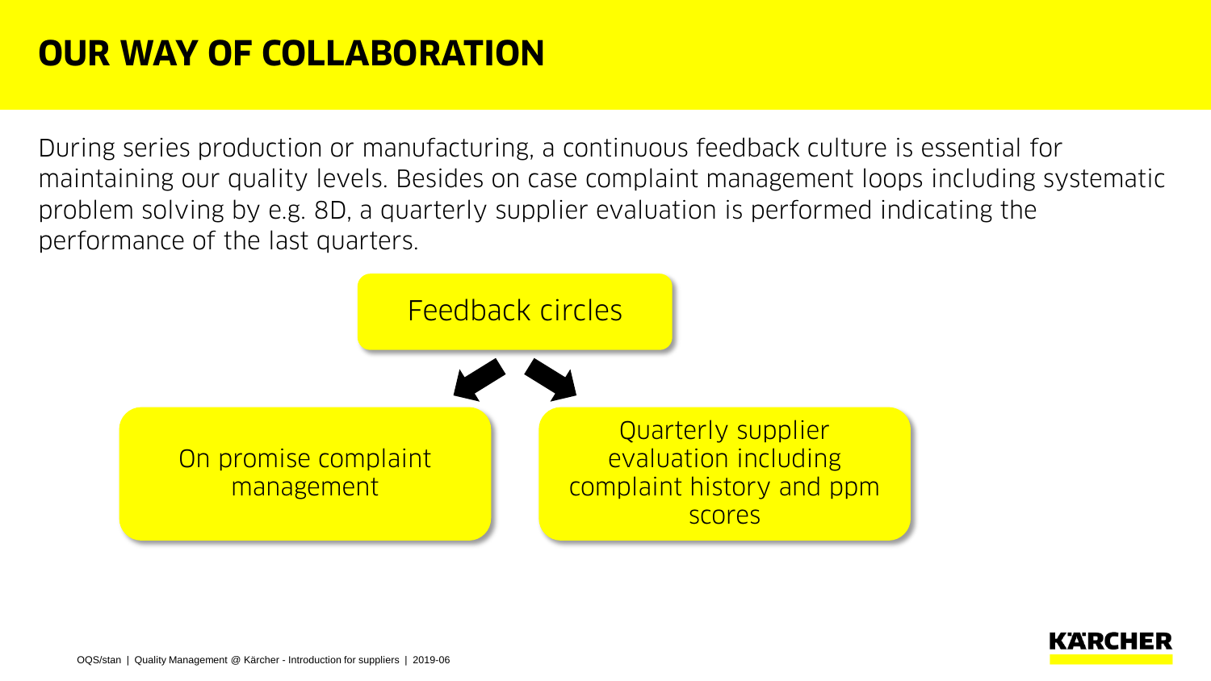# OUR WAY OF COLLABORATION

During series production or manufacturing, a continuous feedback culture is essential for maintaining our quality levels. Besides on case complaint management loops including systematic problem solving by e.g. 8D, a quarterly supplier evaluation is performed indicating the performance of the last quarters.

Feedback circles

On promise complaint management

Quarterly supplier evaluation including complaint history and ppm scores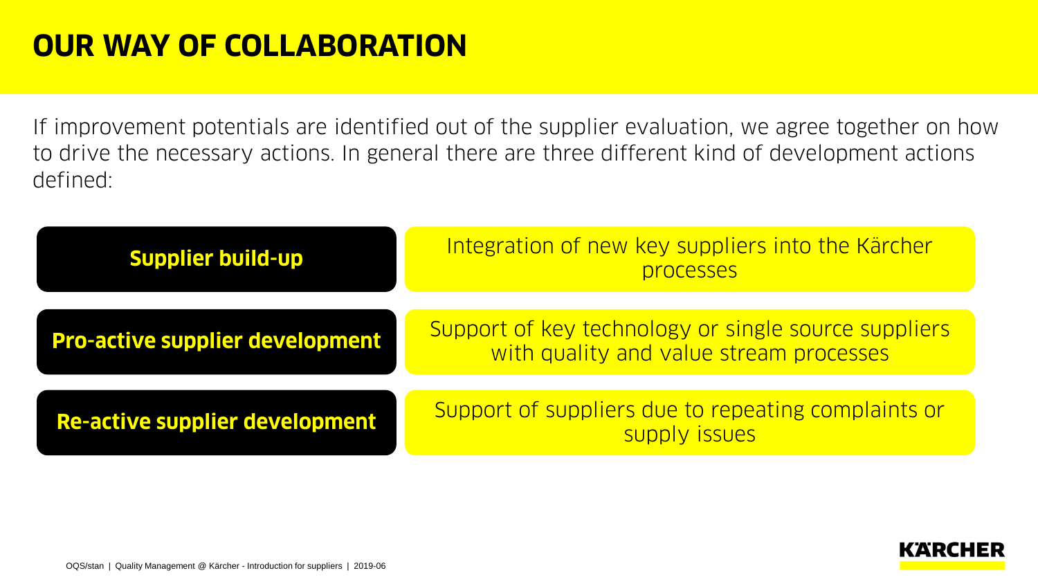# OUR WAY OF COLLABORATION

If improvement potentials are identified out of the supplier evaluation, we agree together on how to drive the necessary actions. In general there are three different kind of development actions defined:

| | |
|---|---|
| **Supplier build-up** | Integration of new key suppliers into the Kärcher processes |
| **Pro-active supplier development** | Support of key technology or single source suppliers with quality and value stream processes |
| **Re-active supplier development** | Support of suppliers due to repeating complaints or supply issues |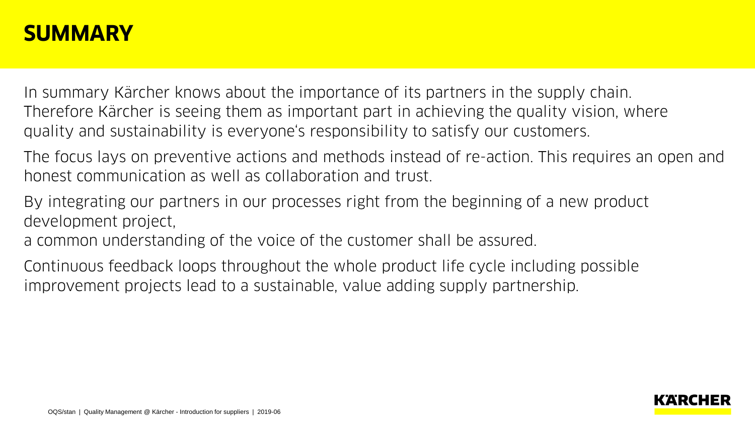# SUMMARY

In summary Kärcher knows about the importance of its partners in the supply chain. Therefore Kärcher is seeing them as important part in achieving the quality vision, where quality and sustainability is everyone's responsibility to satisfy our customers.

The focus lays on preventive actions and methods instead of re-action. This requires an open and honest communication as well as collaboration and trust.

By integrating our partners in our processes right from the beginning of a new product development project,
a common understanding of the voice of the customer shall be assured.

Continuous feedback loops throughout the whole product life cycle including possible improvement projects lead to a sustainable, value adding supply partnership.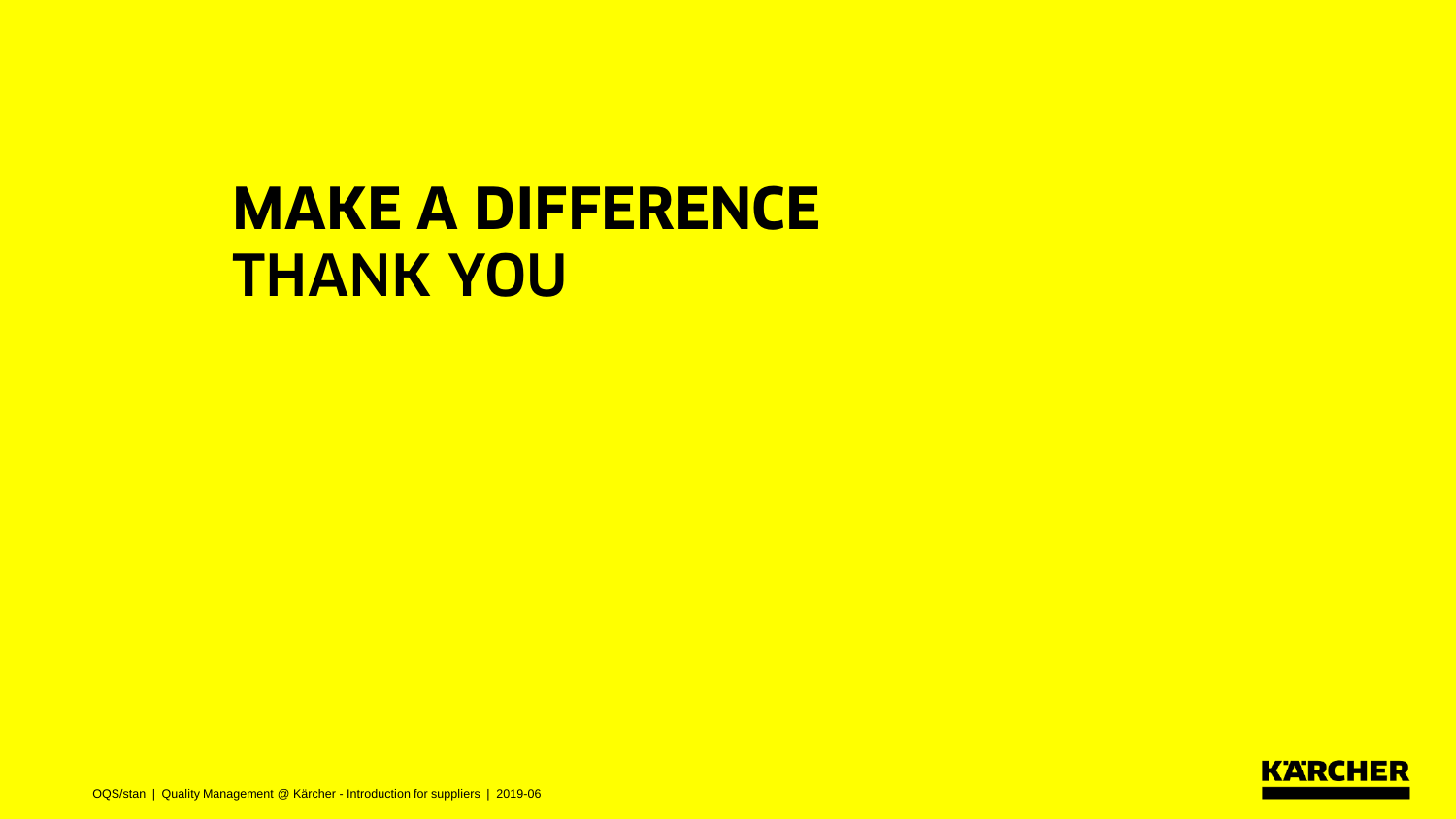# MAKE A DIFFERENCE
# THANK YOU